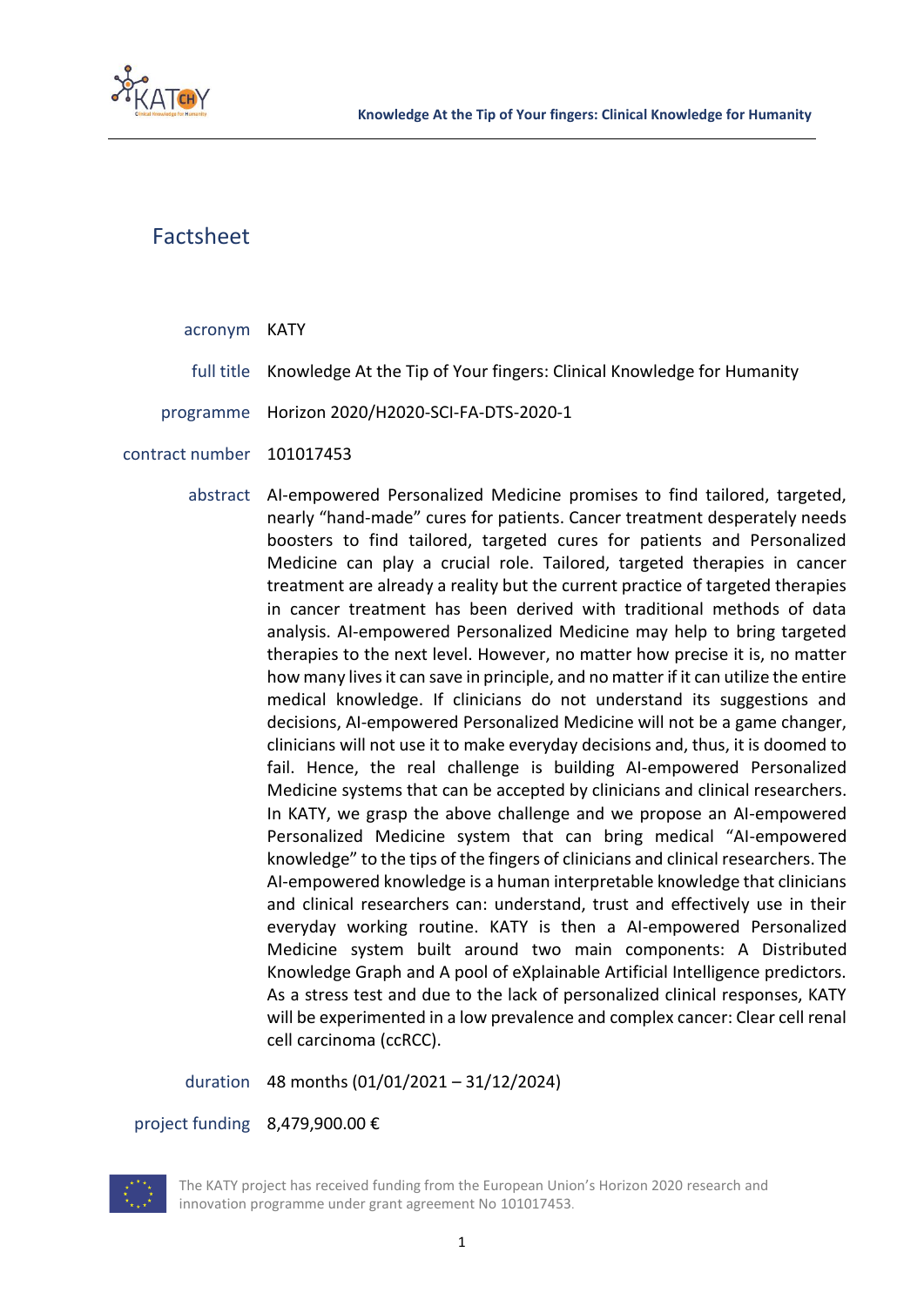# Factsheet

| | |
|---|---|
| acronym | KATY |
| full title | Knowledge At the Tip of Your fingers: Clinical Knowledge for Humanity |
| programme | Horizon 2020/H2020-SCI-FA-DTS-2020-1 |
| contract number | 101017453 |
| abstract | AI-empowered Personalized Medicine promises to find tailored, targeted, nearly "hand-made" cures for patients. Cancer treatment desperately needs boosters to find tailored, targeted cures for patients and Personalized Medicine can play a crucial role. Tailored, targeted therapies in cancer treatment are already a reality but the current practice of targeted therapies in cancer treatment has been derived with traditional methods of data analysis. AI-empowered Personalized Medicine may help to bring targeted therapies to the next level. However, no matter how precise it is, no matter how many lives it can save in principle, and no matter if it can utilize the entire medical knowledge. If clinicians do not understand its suggestions and decisions, AI-empowered Personalized Medicine will not be a game changer, clinicians will not use it to make everyday decisions and, thus, it is doomed to fail. Hence, the real challenge is building AI-empowered Personalized Medicine systems that can be accepted by clinicians and clinical researchers. In KATY, we grasp the above challenge and we propose an AI-empowered Personalized Medicine system that can bring medical "AI-empowered knowledge" to the tips of the fingers of clinicians and clinical researchers. The AI-empowered knowledge is a human interpretable knowledge that clinicians and clinical researchers can: understand, trust and effectively use in their everyday working routine. KATY is then a AI-empowered Personalized Medicine system built around two main components: A Distributed Knowledge Graph and A pool of eXplainable Artificial Intelligence predictors. As a stress test and due to the lack of personalized clinical responses, KATY will be experimented in a low prevalence and complex cancer: Clear cell renal cell carcinoma (ccRCC). |
| duration | 48 months (01/01/2021 – 31/12/2024) |
| project funding | 8,479,900.00 € |

The KATY project has received funding from the European Union's Horizon 2020 research and innovation programme under grant agreement No 101017453.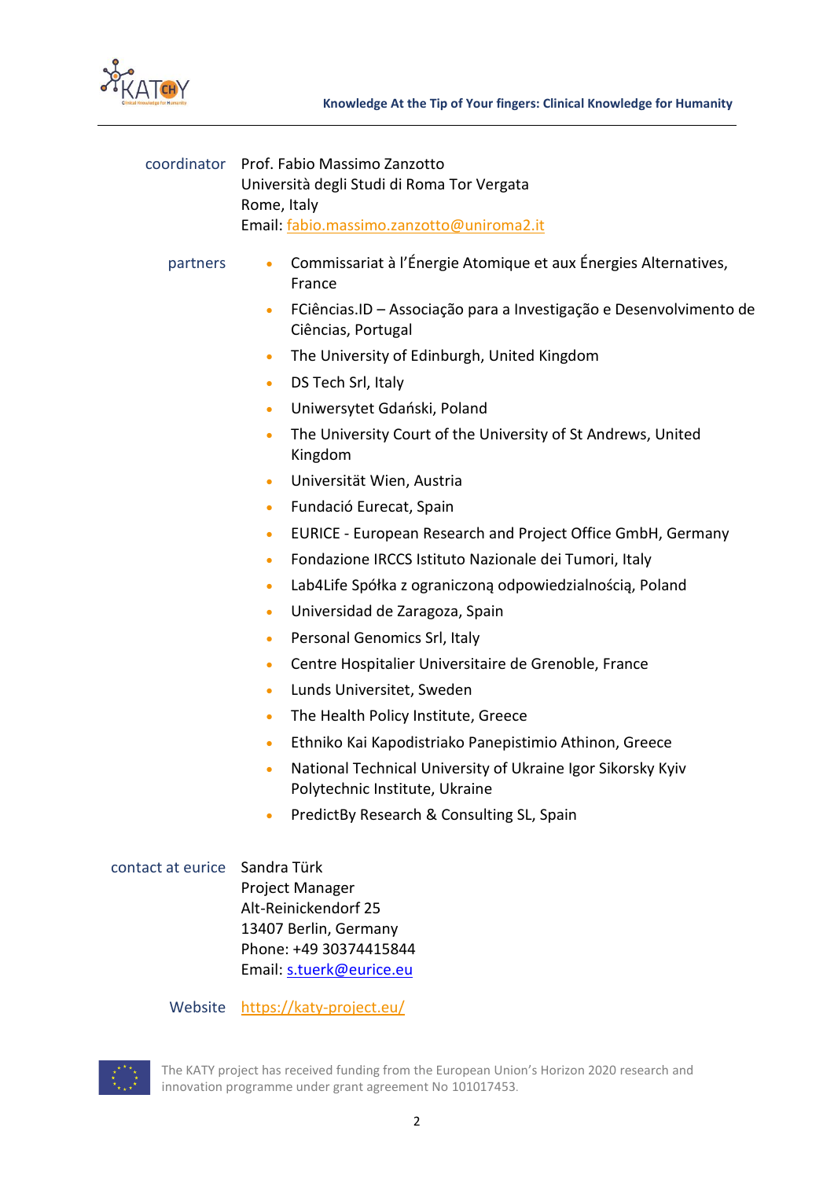**coordinator**

Prof. Fabio Massimo Zanzotto
Università degli Studi di Roma Tor Vergata
Rome, Italy
Email: fabio.massimo.zanzotto@uniroma2.it

**partners**

- Commissariat à l'Énergie Atomique et aux Énergies Alternatives, France
- FCiências.ID – Associação para a Investigação e Desenvolvimento de Ciências, Portugal
- The University of Edinburgh, United Kingdom
- DS Tech Srl, Italy
- Uniwersytet Gdański, Poland
- The University Court of the University of St Andrews, United Kingdom
- Universität Wien, Austria
- Fundació Eurecat, Spain
- EURICE - European Research and Project Office GmbH, Germany
- Fondazione IRCCS Istituto Nazionale dei Tumori, Italy
- Lab4Life Spółka z ograniczoną odpowiedzialnością, Poland
- Universidad de Zaragoza, Spain
- Personal Genomics Srl, Italy
- Centre Hospitalier Universitaire de Grenoble, France
- Lunds Universitet, Sweden
- The Health Policy Institute, Greece
- Ethniko Kai Kapodistriako Panepistimio Athinon, Greece
- National Technical University of Ukraine Igor Sikorsky Kyiv Polytechnic Institute, Ukraine
- PredictBy Research & Consulting SL, Spain

**contact at eurice**

Sandra Türk
Project Manager
Alt-Reinickendorf 25
13407 Berlin, Germany
Phone: +49 30374415844
Email: s.tuerk@eurice.eu

**Website** https://katy-project.eu/

The KATY project has received funding from the European Union's Horizon 2020 research and innovation programme under grant agreement No 101017453.